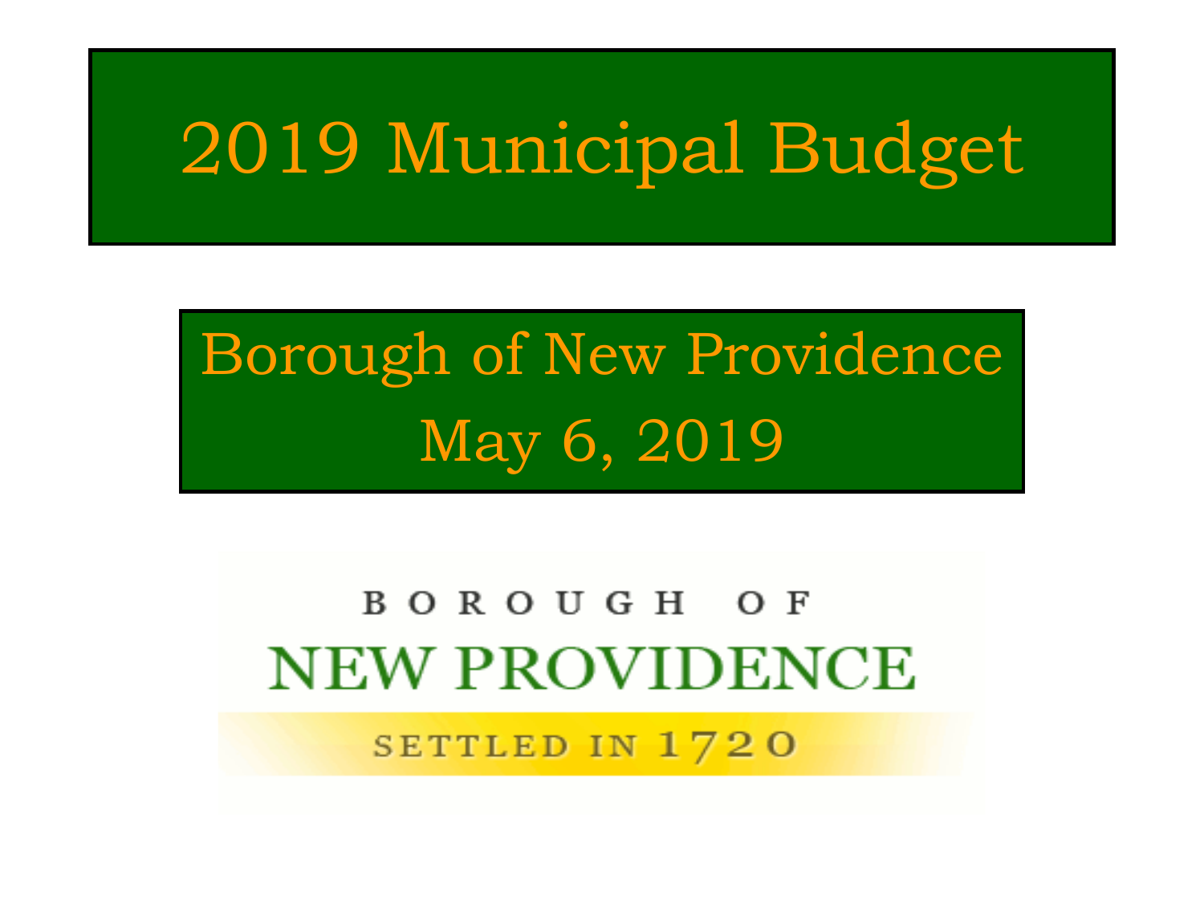# 2019 Municipal Budget

## Borough of New Providence
## May 6, 2019

BOROUGH OF
NEW PROVIDENCE
SETTLED IN 1720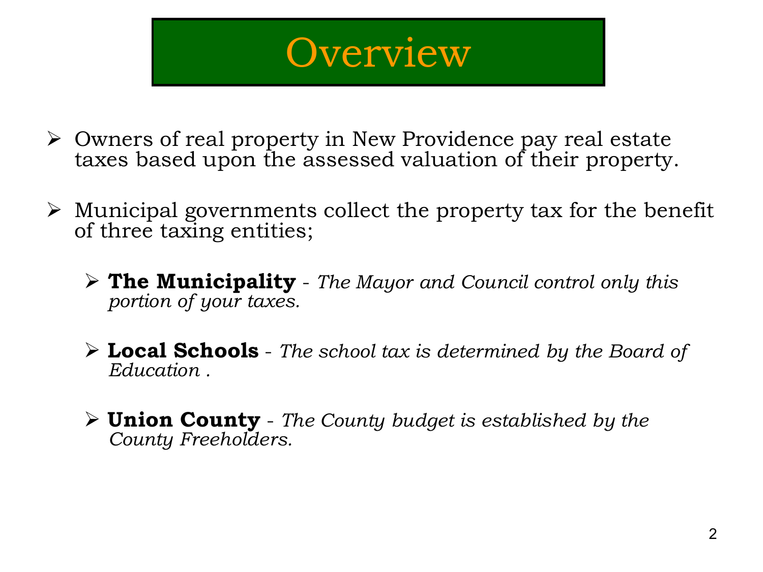# Overview

- Owners of real property in New Providence pay real estate taxes based upon the assessed valuation of their property.

- Municipal governments collect the property tax for the benefit of three taxing entities;

  - **The Municipality** - *The Mayor and Council control only this portion of your taxes.*

  - **Local Schools** - *The school tax is determined by the Board of Education .*

  - **Union County** - *The County budget is established by the County Freeholders.*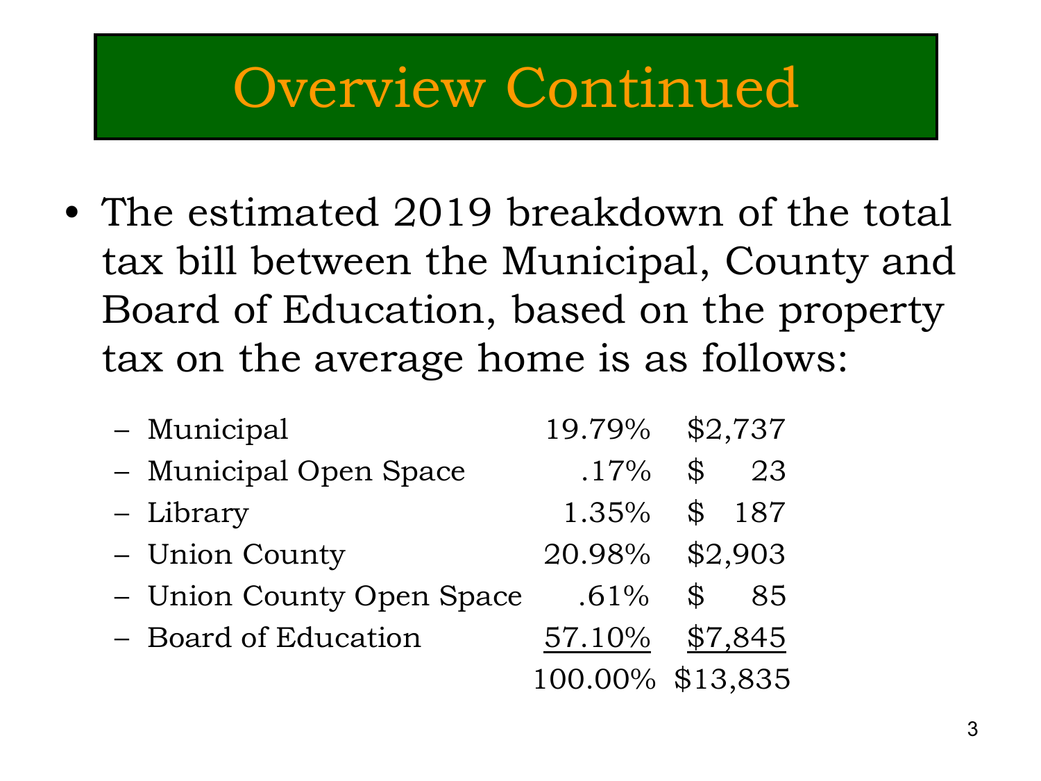# Overview Continued

- The estimated 2019 breakdown of the total tax bill between the Municipal, County and Board of Education, based on the property tax on the average home is as follows:

| | | |
|---|---|---|
| – Municipal | 19.79% | $2,737 |
| – Municipal Open Space | .17% | $ 23 |
| – Library | 1.35% | $ 187 |
| – Union County | 20.98% | $2,903 |
| – Union County Open Space | .61% | $ 85 |
| – Board of Education | 57.10% | $7,845 |
| | 100.00% | $13,835 |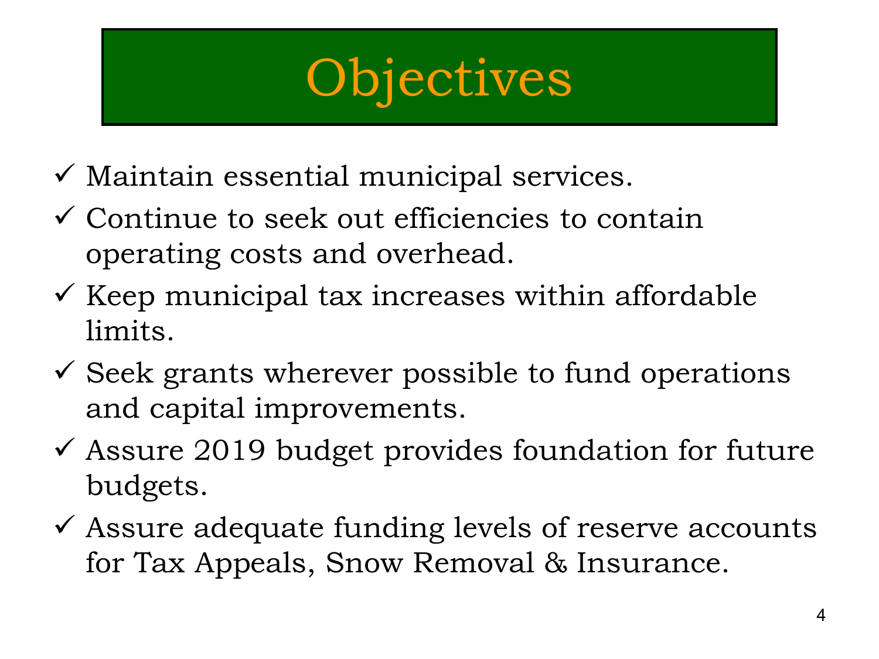# Objectives

- ✓ Maintain essential municipal services.
- ✓ Continue to seek out efficiencies to contain operating costs and overhead.
- ✓ Keep municipal tax increases within affordable limits.
- ✓ Seek grants wherever possible to fund operations and capital improvements.
- ✓ Assure 2019 budget provides foundation for future budgets.
- ✓ Assure adequate funding levels of reserve accounts for Tax Appeals, Snow Removal & Insurance.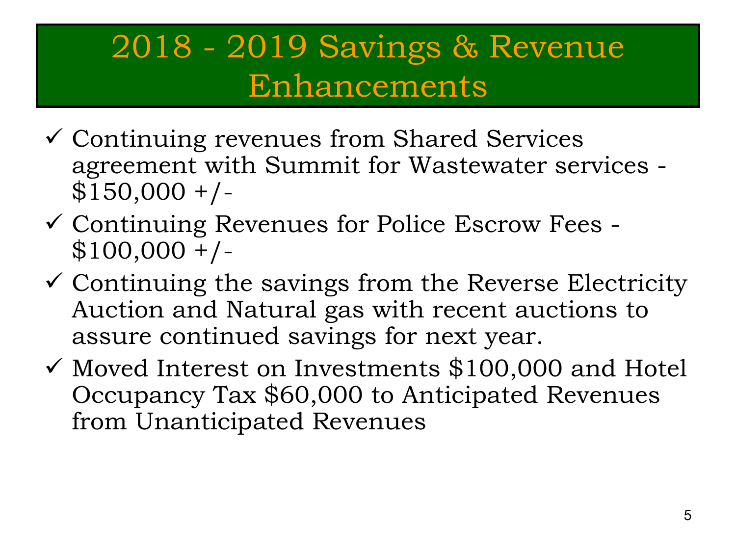# 2018 - 2019 Savings & Revenue Enhancements

- ✓ Continuing revenues from Shared Services agreement with Summit for Wastewater services - $150,000 +/-
- ✓ Continuing Revenues for Police Escrow Fees - $100,000 +/-
- ✓ Continuing the savings from the Reverse Electricity Auction and Natural gas with recent auctions to assure continued savings for next year.
- ✓ Moved Interest on Investments $100,000 and Hotel Occupancy Tax $60,000 to Anticipated Revenues from Unanticipated Revenues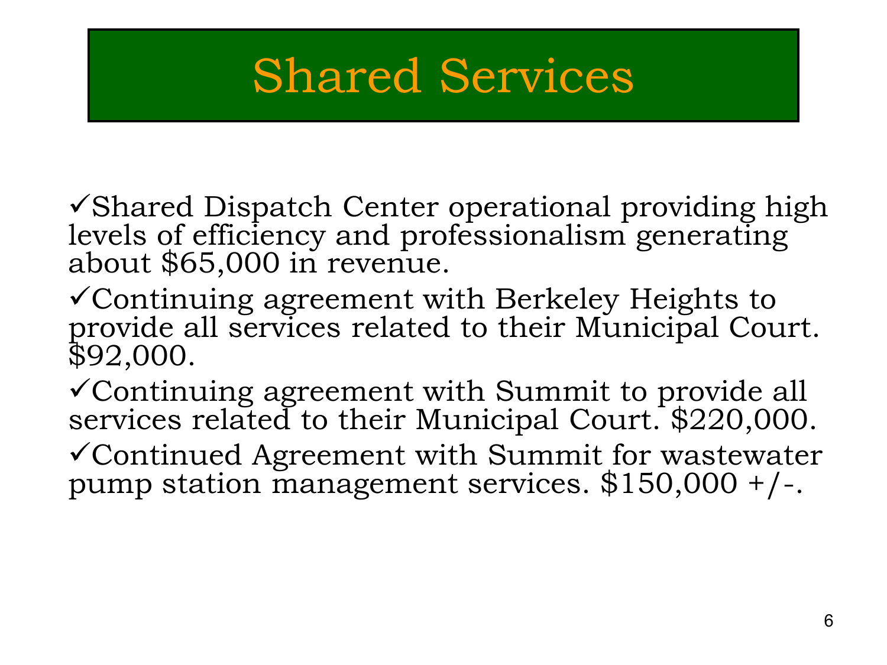# Shared Services

- ✓Shared Dispatch Center operational providing high levels of efficiency and professionalism generating about $65,000 in revenue.
- ✓Continuing agreement with Berkeley Heights to provide all services related to their Municipal Court. $92,000.
- ✓Continuing agreement with Summit to provide all services related to their Municipal Court. $220,000.
- ✓Continued Agreement with Summit for wastewater pump station management services. $150,000 +/-.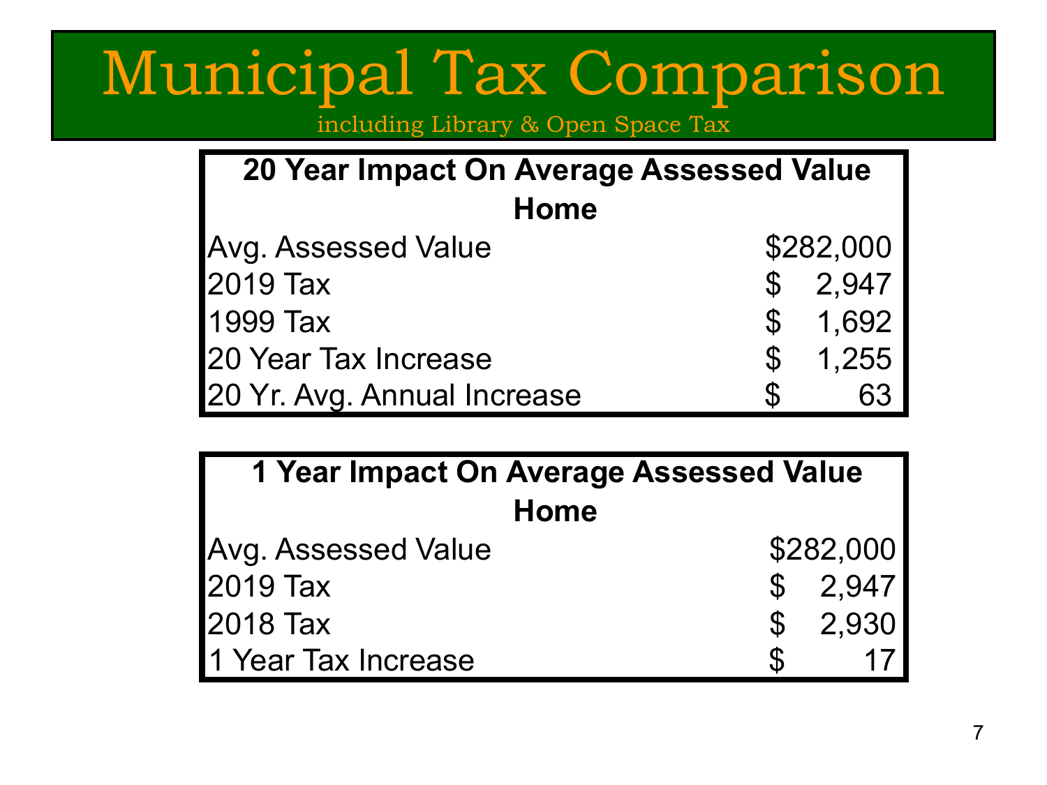# Municipal Tax Comparison

including Library & Open Space Tax

| 20 Year Impact On Average Assessed Value Home | |
|---|---|
| Avg. Assessed Value | $282,000 |
| 2019 Tax | $ 2,947 |
| 1999 Tax | $ 1,692 |
| 20 Year Tax Increase | $ 1,255 |
| 20 Yr. Avg. Annual Increase | $ 63 |

| 1 Year Impact On Average Assessed Value Home | |
|---|---|
| Avg. Assessed Value | $282,000 |
| 2019 Tax | $ 2,947 |
| 2018 Tax | $ 2,930 |
| 1 Year Tax Increase | $ 17 |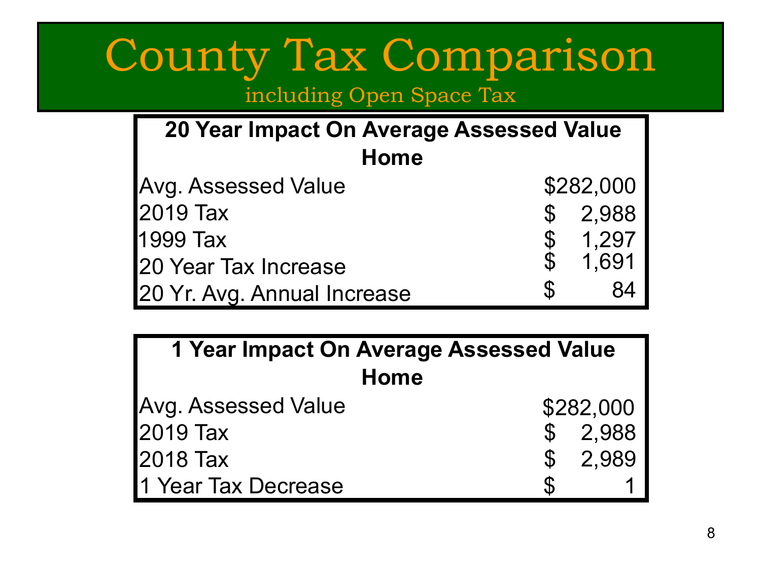# County Tax Comparison

## including Open Space Tax

| 20 Year Impact On Average Assessed Value Home | |
|---|---|
| Avg. Assessed Value | $282,000 |
| 2019 Tax | $ 2,988 |
| 1999 Tax | $ 1,297 |
| 20 Year Tax Increase | $ 1,691 |
| 20 Yr. Avg. Annual Increase | $ 84 |

| 1 Year Impact On Average Assessed Value Home | |
|---|---|
| Avg. Assessed Value | $282,000 |
| 2019 Tax | $ 2,988 |
| 2018 Tax | $ 2,989 |
| 1 Year Tax Decrease | $ 1 |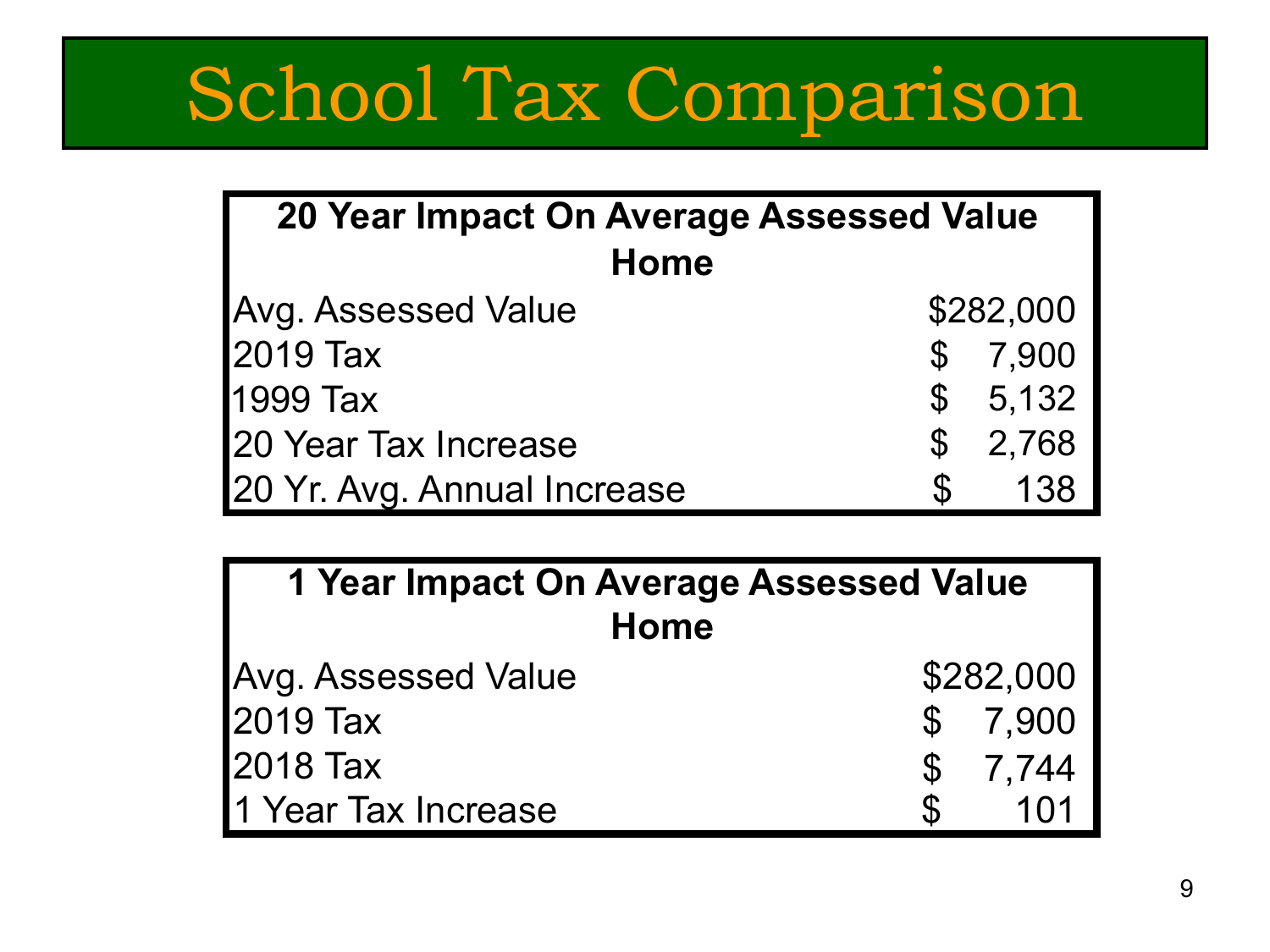# School Tax Comparison

| 20 Year Impact On Average Assessed Value Home | |
|---|---|
| Avg. Assessed Value | $282,000 |
| 2019 Tax | $ 7,900 |
| 1999 Tax | $ 5,132 |
| 20 Year Tax Increase | $ 2,768 |
| 20 Yr. Avg. Annual Increase | $ 138 |

| 1 Year Impact On Average Assessed Value Home | |
|---|---|
| Avg. Assessed Value | $282,000 |
| 2019 Tax | $ 7,900 |
| 2018 Tax | $ 7,744 |
| 1 Year Tax Increase | $ 101 |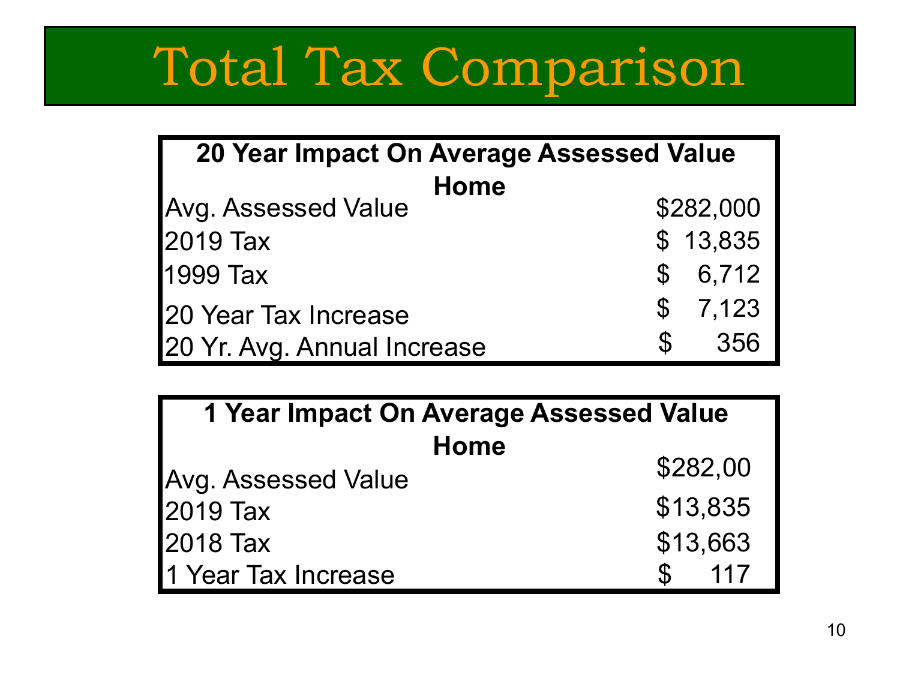# Total Tax Comparison

| 20 Year Impact On Average Assessed Value Home | |
|---|---|
| Avg. Assessed Value | $282,000 |
| 2019 Tax | $ 13,835 |
| 1999 Tax | $ 6,712 |
| 20 Year Tax Increase | $ 7,123 |
| 20 Yr. Avg. Annual Increase | $ 356 |

| 1 Year Impact On Average Assessed Value Home | |
|---|---|
| Avg. Assessed Value | $282,00 |
| 2019 Tax | $13,835 |
| 2018 Tax | $13,663 |
| 1 Year Tax Increase | $ 117 |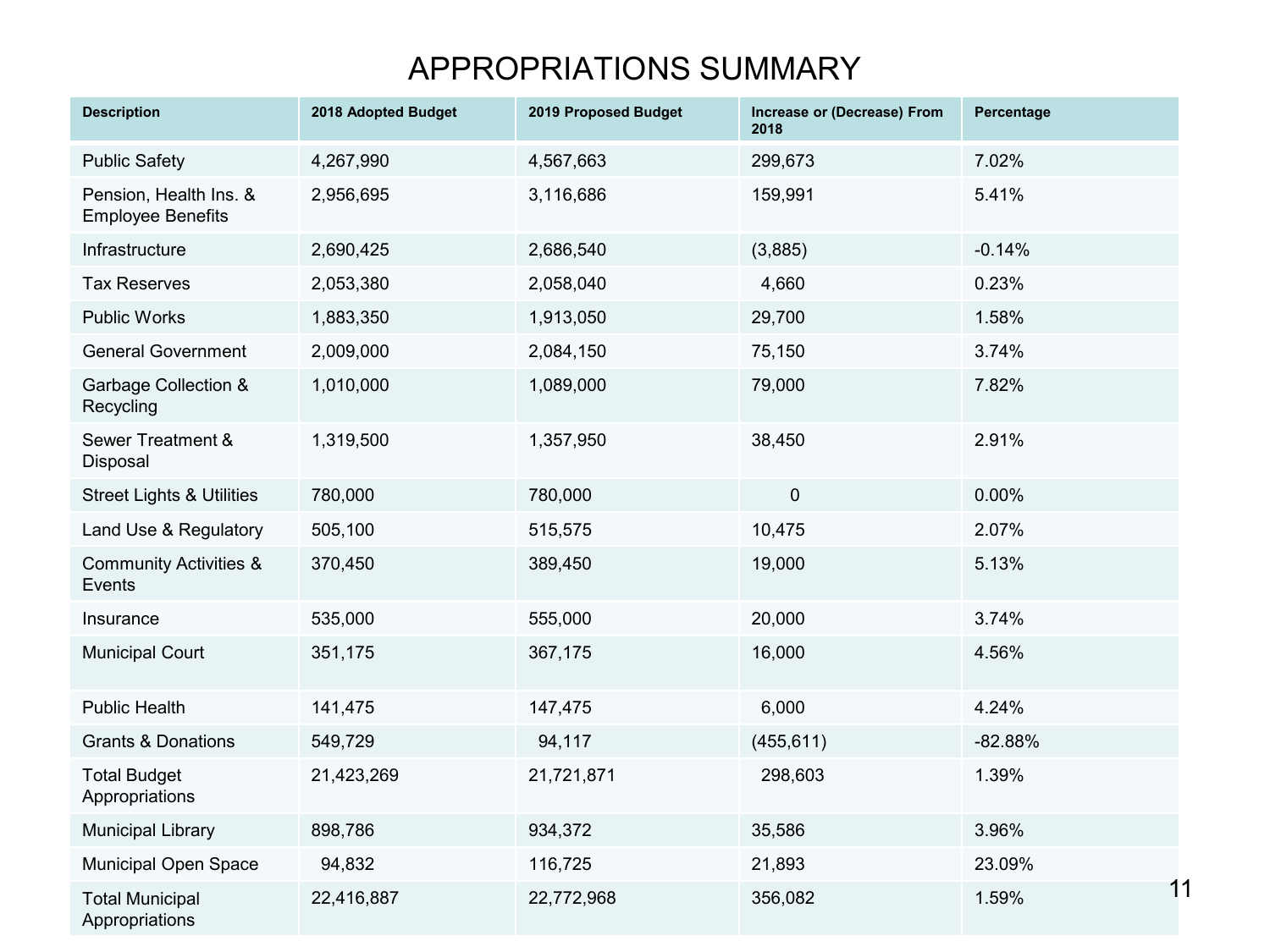# APPROPRIATIONS SUMMARY

| Description | 2018 Adopted Budget | 2019 Proposed Budget | Increase or (Decrease) From 2018 | Percentage |
|---|---|---|---|---|
| Public Safety | 4,267,990 | 4,567,663 | 299,673 | 7.02% |
| Pension, Health Ins. & Employee Benefits | 2,956,695 | 3,116,686 | 159,991 | 5.41% |
| Infrastructure | 2,690,425 | 2,686,540 | (3,885) | -0.14% |
| Tax Reserves | 2,053,380 | 2,058,040 | 4,660 | 0.23% |
| Public Works | 1,883,350 | 1,913,050 | 29,700 | 1.58% |
| General Government | 2,009,000 | 2,084,150 | 75,150 | 3.74% |
| Garbage Collection & Recycling | 1,010,000 | 1,089,000 | 79,000 | 7.82% |
| Sewer Treatment & Disposal | 1,319,500 | 1,357,950 | 38,450 | 2.91% |
| Street Lights & Utilities | 780,000 | 780,000 | 0 | 0.00% |
| Land Use & Regulatory | 505,100 | 515,575 | 10,475 | 2.07% |
| Community Activities & Events | 370,450 | 389,450 | 19,000 | 5.13% |
| Insurance | 535,000 | 555,000 | 20,000 | 3.74% |
| Municipal Court | 351,175 | 367,175 | 16,000 | 4.56% |
| Public Health | 141,475 | 147,475 | 6,000 | 4.24% |
| Grants & Donations | 549,729 | 94,117 | (455,611) | -82.88% |
| Total Budget Appropriations | 21,423,269 | 21,721,871 | 298,603 | 1.39% |
| Municipal Library | 898,786 | 934,372 | 35,586 | 3.96% |
| Municipal Open Space | 94,832 | 116,725 | 21,893 | 23.09% |
| Total Municipal Appropriations | 22,416,887 | 22,772,968 | 356,082 | 1.59% |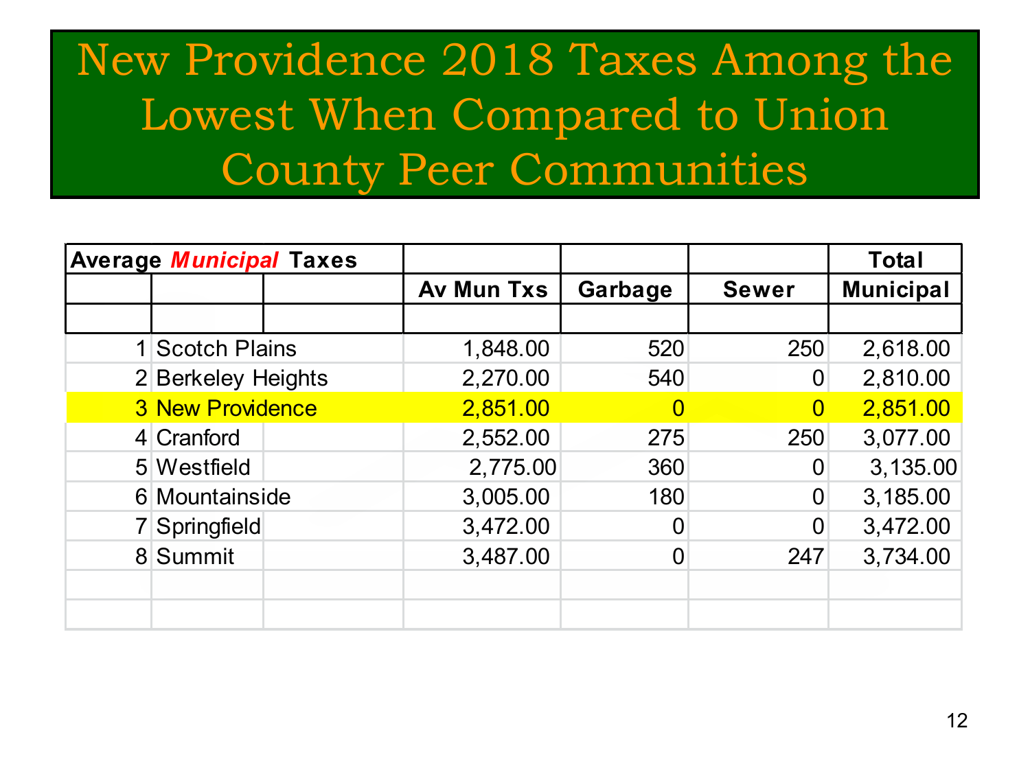# New Providence 2018 Taxes Among the Lowest When Compared to Union County Peer Communities

| **Average *Municipal* Taxes** | | **Av Mun Txs** | **Garbage** | **Sewer** | **Total Municipal** |
|---|---|---|---|---|---|
| 1 | Scotch Plains | 1,848.00 | 520 | 250 | 2,618.00 |
| 2 | Berkeley Heights | 2,270.00 | 540 | 0 | 2,810.00 |
| 3 | New Providence | 2,851.00 | 0 | 0 | 2,851.00 |
| 4 | Cranford | 2,552.00 | 275 | 250 | 3,077.00 |
| 5 | Westfield | 2,775.00 | 360 | 0 | 3,135.00 |
| 6 | Mountainside | 3,005.00 | 180 | 0 | 3,185.00 |
| 7 | Springfield | 3,472.00 | 0 | 0 | 3,472.00 |
| 8 | Summit | 3,487.00 | 0 | 247 | 3,734.00 |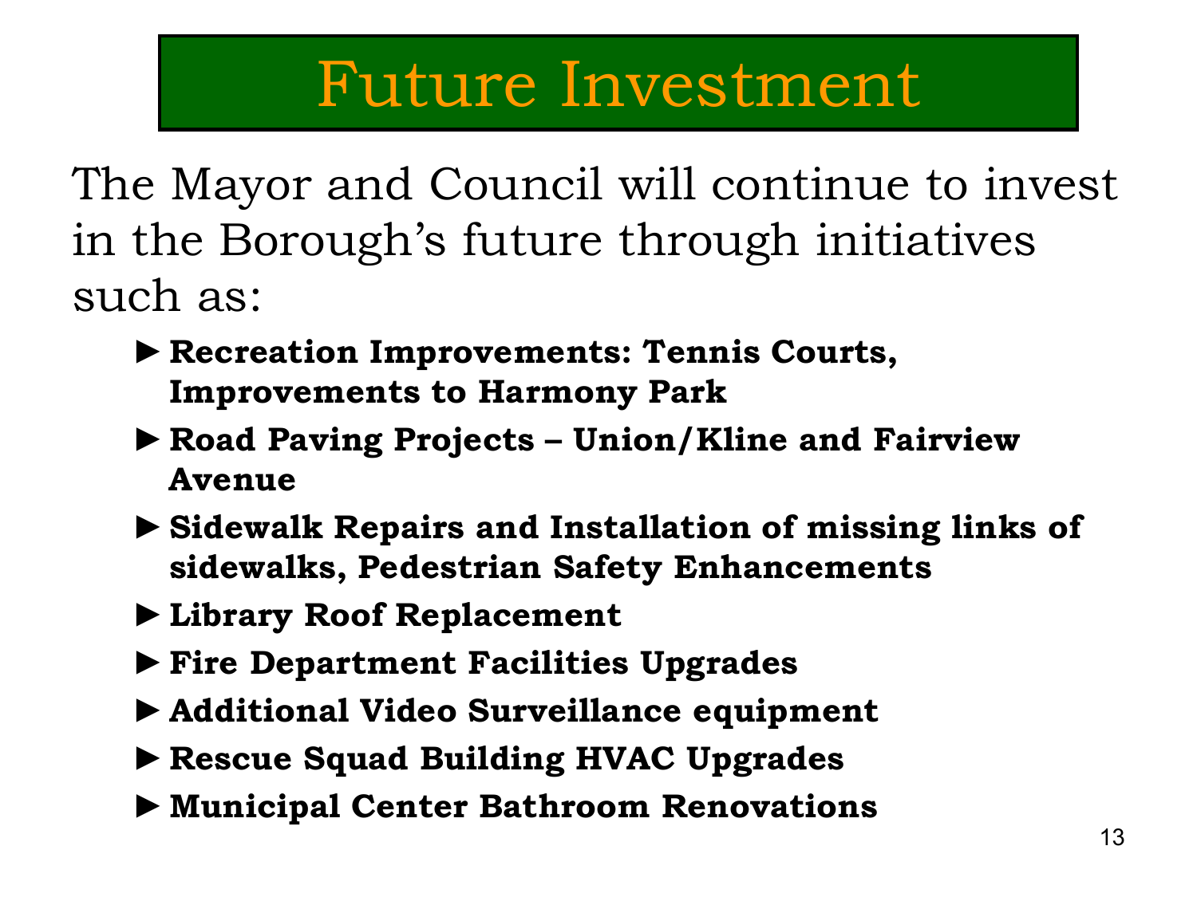# Future Investment

The Mayor and Council will continue to invest in the Borough's future through initiatives such as:

- **Recreation Improvements: Tennis Courts, Improvements to Harmony Park**
- **Road Paving Projects – Union/Kline and Fairview Avenue**
- **Sidewalk Repairs and Installation of missing links of sidewalks, Pedestrian Safety Enhancements**
- **Library Roof Replacement**
- **Fire Department Facilities Upgrades**
- **Additional Video Surveillance equipment**
- **Rescue Squad Building HVAC Upgrades**
- **Municipal Center Bathroom Renovations**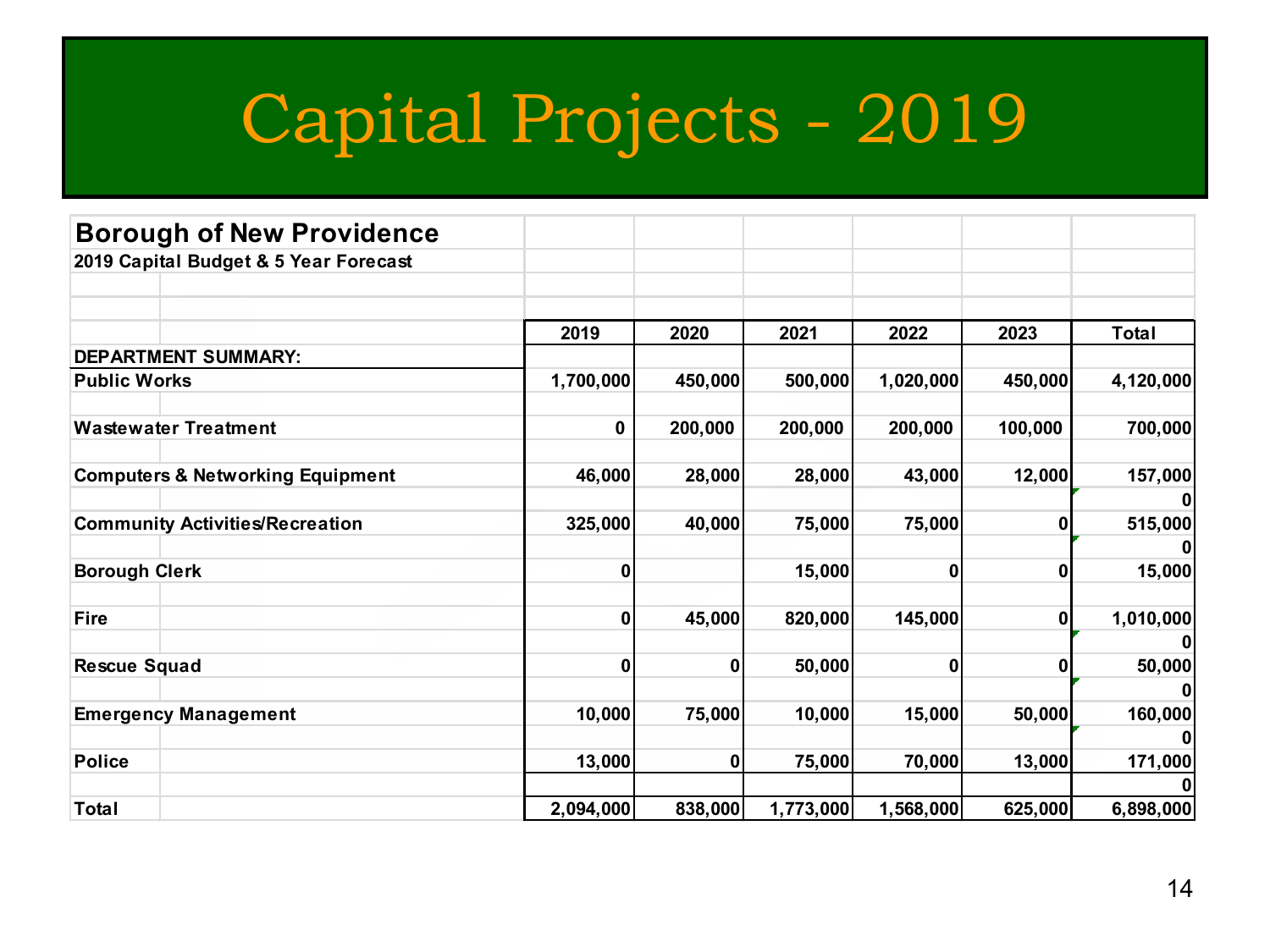# Capital Projects - 2019

**Borough of New Providence**

**2019 Capital Budget & 5 Year Forecast**

| | 2019 | 2020 | 2021 | 2022 | 2023 | Total |
|---|---|---|---|---|---|---|
| **DEPARTMENT SUMMARY:** | | | | | | |
| **Public Works** | 1,700,000 | 450,000 | 500,000 | 1,020,000 | 450,000 | 4,120,000 |
| | | | | | | |
| **Wastewater Treatment** | 0 | 200,000 | 200,000 | 200,000 | 100,000 | 700,000 |
| | | | | | | |
| **Computers & Networking Equipment** | 46,000 | 28,000 | 28,000 | 43,000 | 12,000 | 157,000 |
| | | | | | | 0 |
| **Community Activities/Recreation** | 325,000 | 40,000 | 75,000 | 75,000 | 0 | 515,000 |
| | | | | | | 0 |
| **Borough Clerk** | 0 | | 15,000 | 0 | 0 | 15,000 |
| | | | | | | |
| **Fire** | 0 | 45,000 | 820,000 | 145,000 | 0 | 1,010,000 |
| | | | | | | 0 |
| **Rescue Squad** | 0 | 0 | 50,000 | 0 | 0 | 50,000 |
| | | | | | | 0 |
| **Emergency Management** | 10,000 | 75,000 | 10,000 | 15,000 | 50,000 | 160,000 |
| | | | | | | 0 |
| **Police** | 13,000 | 0 | 75,000 | 70,000 | 13,000 | 171,000 |
| | | | | | | 0 |
| **Total** | 2,094,000 | 838,000 | 1,773,000 | 1,568,000 | 625,000 | 6,898,000 |